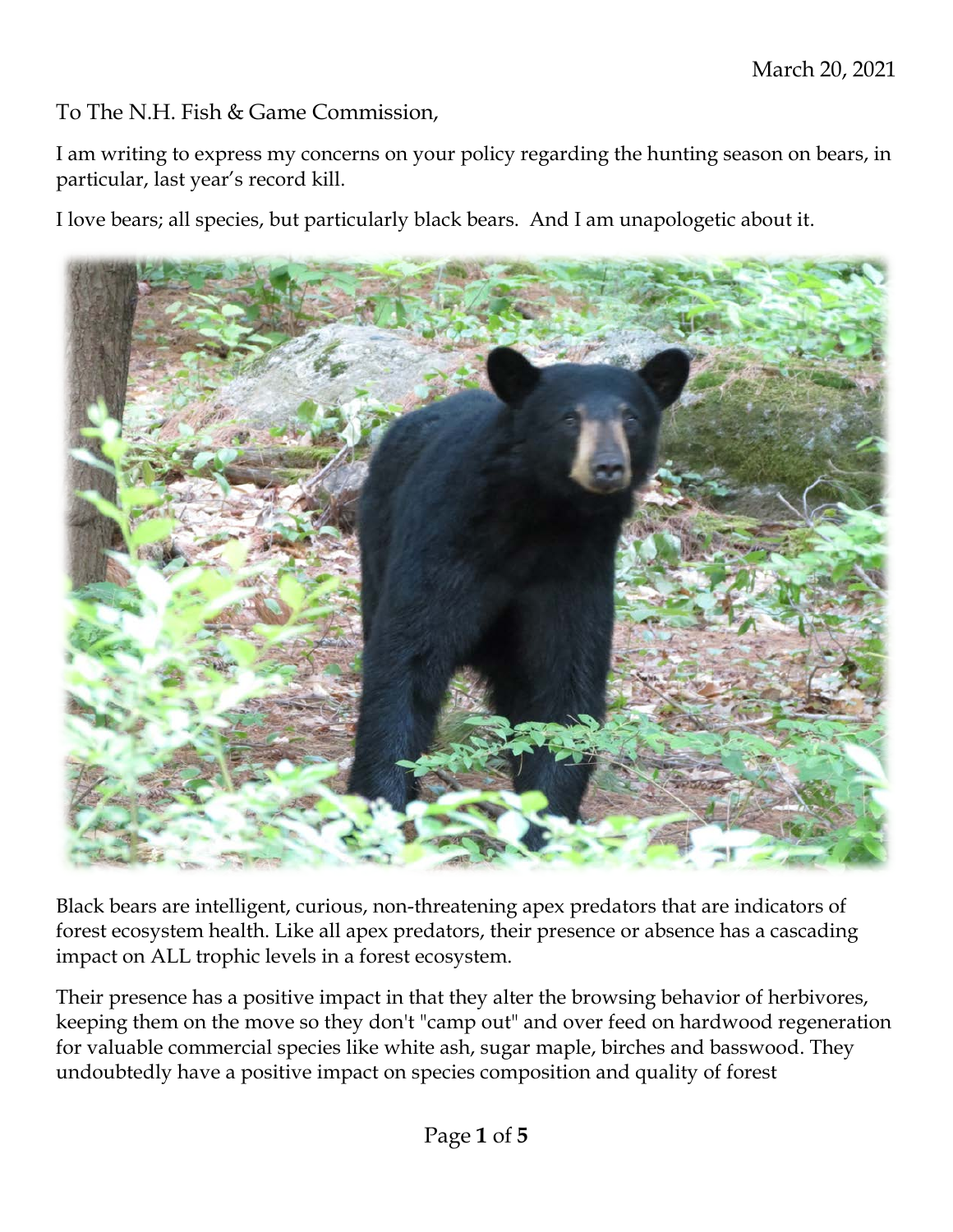March 20, 2021

To The N.H. Fish & Game Commission,

I am writing to express my concerns on your policy regarding the hunting season on bears, in particular, last year's record kill.

I love bears; all species, but particularly black bears. And I am unapologetic about it.

Black bears are intelligent, curious, non-threatening apex predators that are indicators of forest ecosystem health. Like all apex predators, their presence or absence has a cascading impact on ALL trophic levels in a forest ecosystem.

Their presence has a positive impact in that they alter the browsing behavior of herbivores, keeping them on the move so they don't "camp out" and over feed on hardwood regeneration for valuable commercial species like white ash, sugar maple, birches and basswood. They undoubtedly have a positive impact on species composition and quality of forest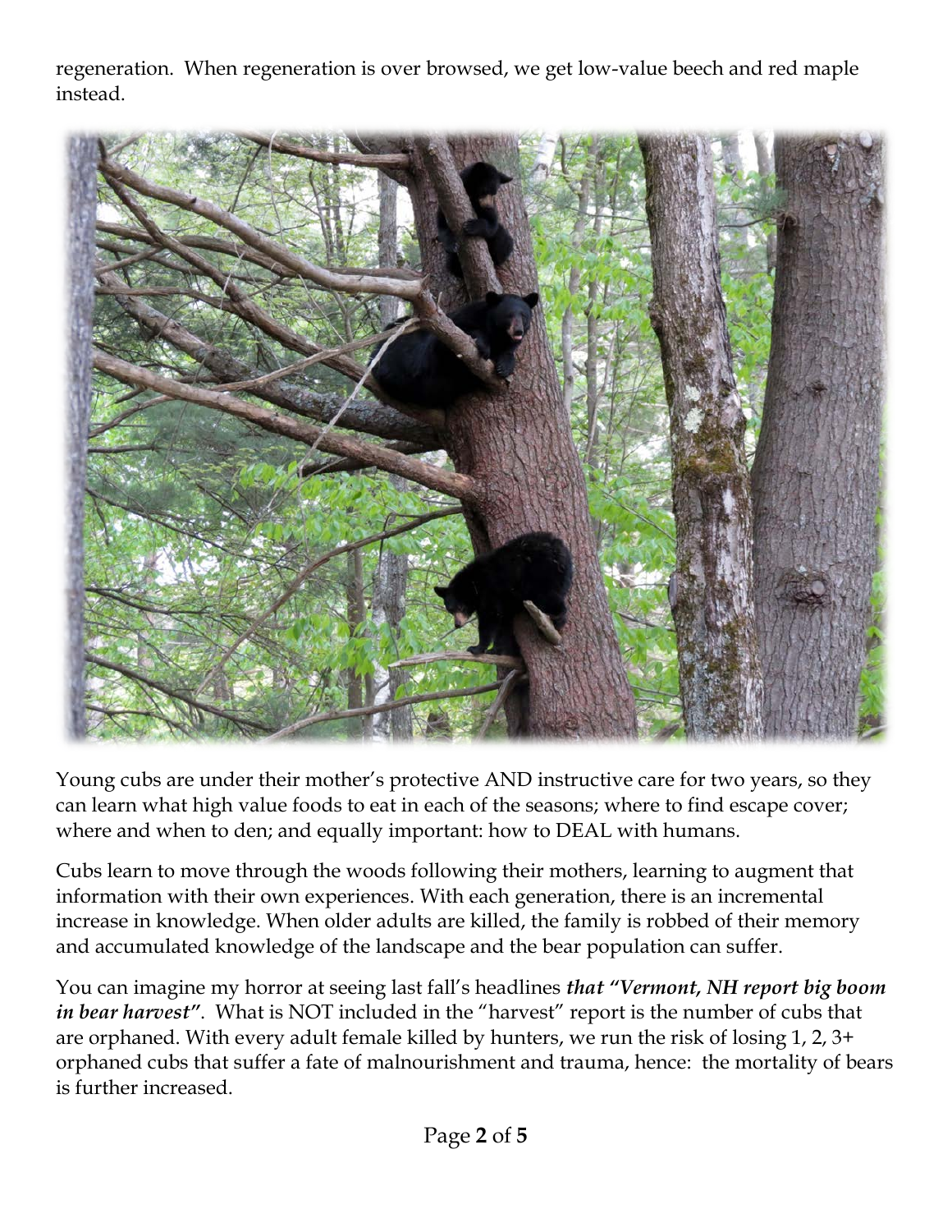regeneration. When regeneration is over browsed, we get low-value beech and red maple instead.

Young cubs are under their mother's protective AND instructive care for two years, so they can learn what high value foods to eat in each of the seasons; where to find escape cover; where and when to den; and equally important: how to DEAL with humans.

Cubs learn to move through the woods following their mothers, learning to augment that information with their own experiences. With each generation, there is an incremental increase in knowledge. When older adults are killed, the family is robbed of their memory and accumulated knowledge of the landscape and the bear population can suffer.

You can imagine my horror at seeing last fall's headlines ***that "Vermont, NH report big boom in bear harvest"***. What is NOT included in the "harvest" report is the number of cubs that are orphaned. With every adult female killed by hunters, we run the risk of losing 1, 2, 3+ orphaned cubs that suffer a fate of malnourishment and trauma, hence: the mortality of bears is further increased.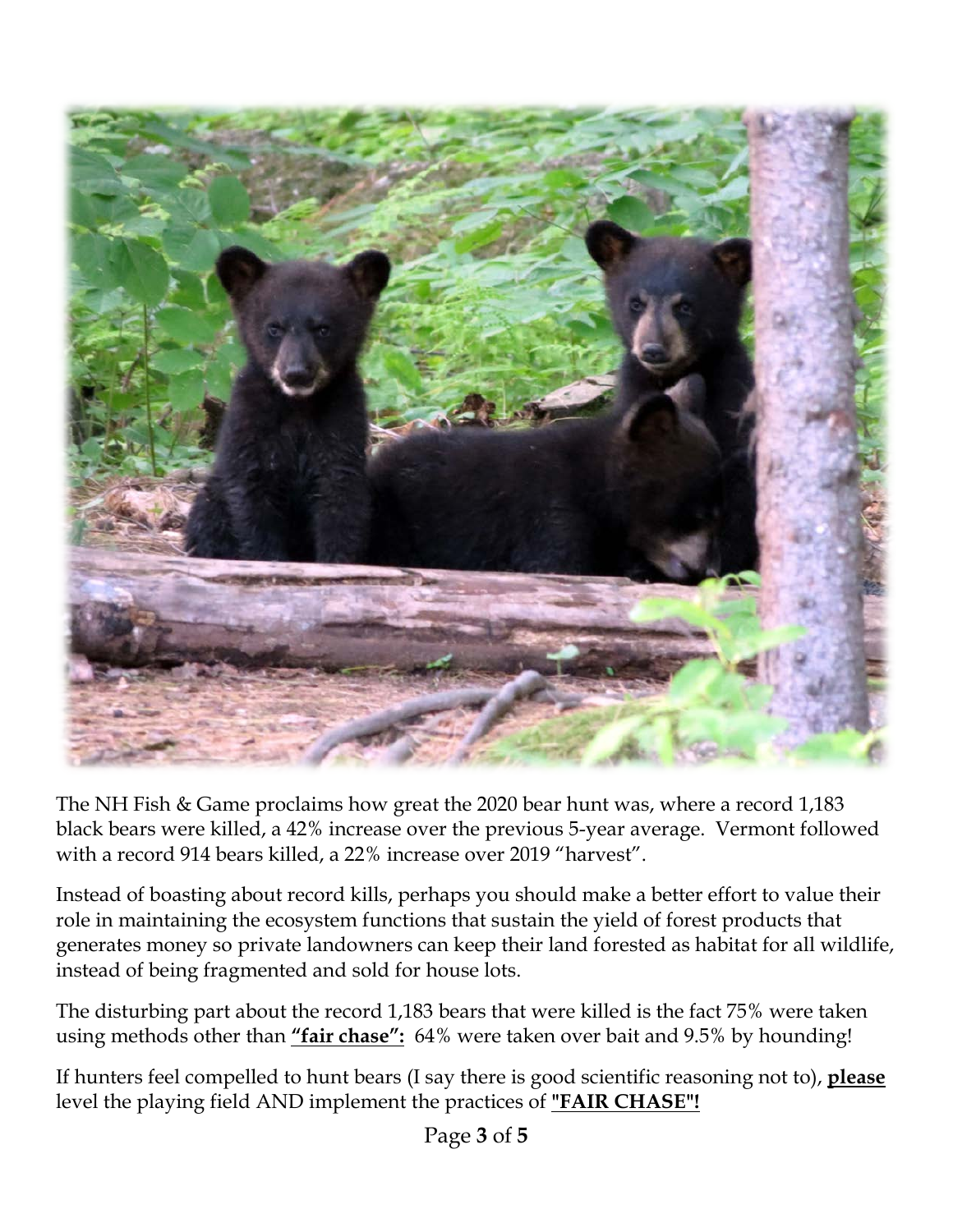The NH Fish & Game proclaims how great the 2020 bear hunt was, where a record 1,183 black bears were killed, a 42% increase over the previous 5-year average. Vermont followed with a record 914 bears killed, a 22% increase over 2019 "harvest".

Instead of boasting about record kills, perhaps you should make a better effort to value their role in maintaining the ecosystem functions that sustain the yield of forest products that generates money so private landowners can keep their land forested as habitat for all wildlife, instead of being fragmented and sold for house lots.

The disturbing part about the record 1,183 bears that were killed is the fact 75% were taken using methods other than **"fair chase":** 64% were taken over bait and 9.5% by hounding!

If hunters feel compelled to hunt bears (I say there is good scientific reasoning not to), **please** level the playing field AND implement the practices of **"FAIR CHASE"!**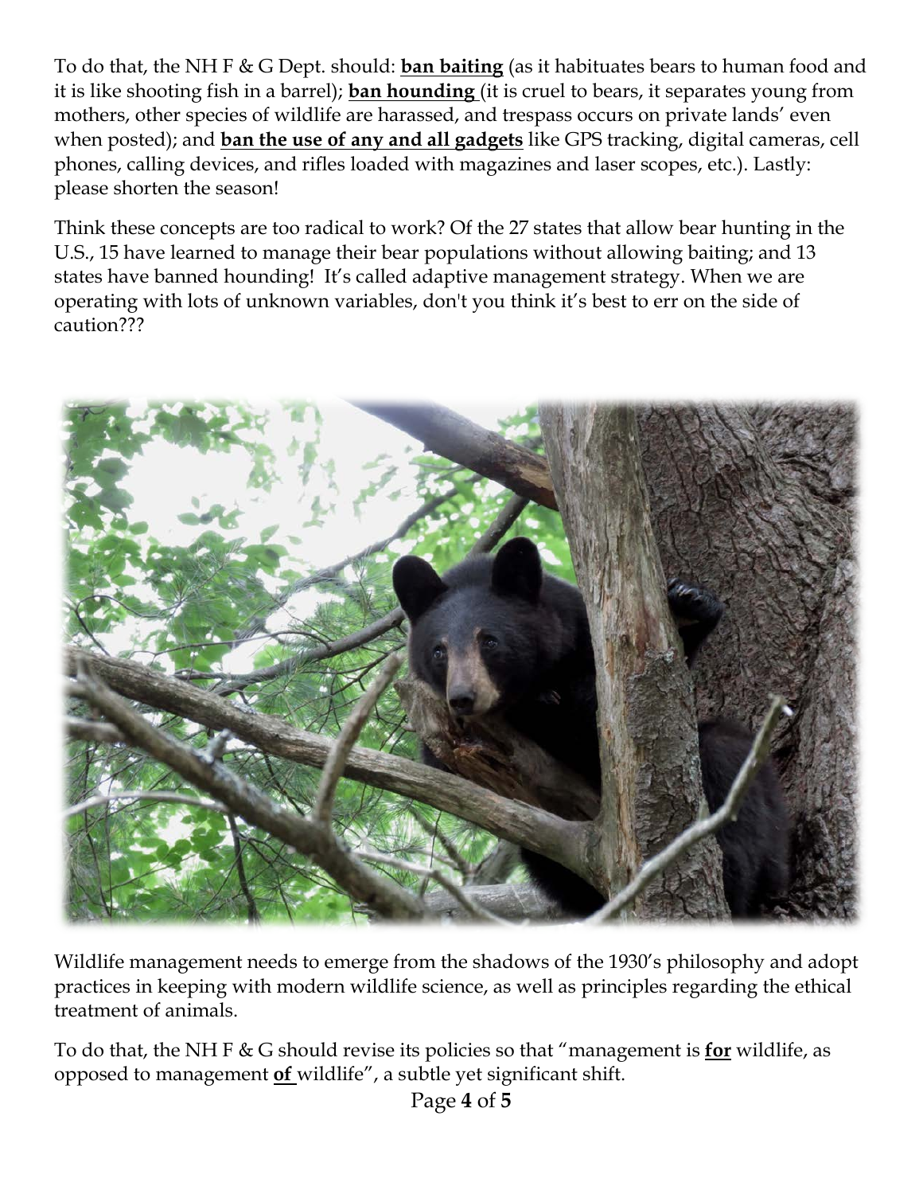To do that, the NH F & G Dept. should: **ban baiting** (as it habituates bears to human food and it is like shooting fish in a barrel); **ban hounding** (it is cruel to bears, it separates young from mothers, other species of wildlife are harassed, and trespass occurs on private lands' even when posted); and **ban the use of any and all gadgets** like GPS tracking, digital cameras, cell phones, calling devices, and rifles loaded with magazines and laser scopes, etc.). Lastly: please shorten the season!

Think these concepts are too radical to work? Of the 27 states that allow bear hunting in the U.S., 15 have learned to manage their bear populations without allowing baiting; and 13 states have banned hounding! It's called adaptive management strategy. When we are operating with lots of unknown variables, don't you think it's best to err on the side of caution???

Wildlife management needs to emerge from the shadows of the 1930's philosophy and adopt practices in keeping with modern wildlife science, as well as principles regarding the ethical treatment of animals.

To do that, the NH F & G should revise its policies so that "management is **for** wildlife, as opposed to management **of** wildlife", a subtle yet significant shift.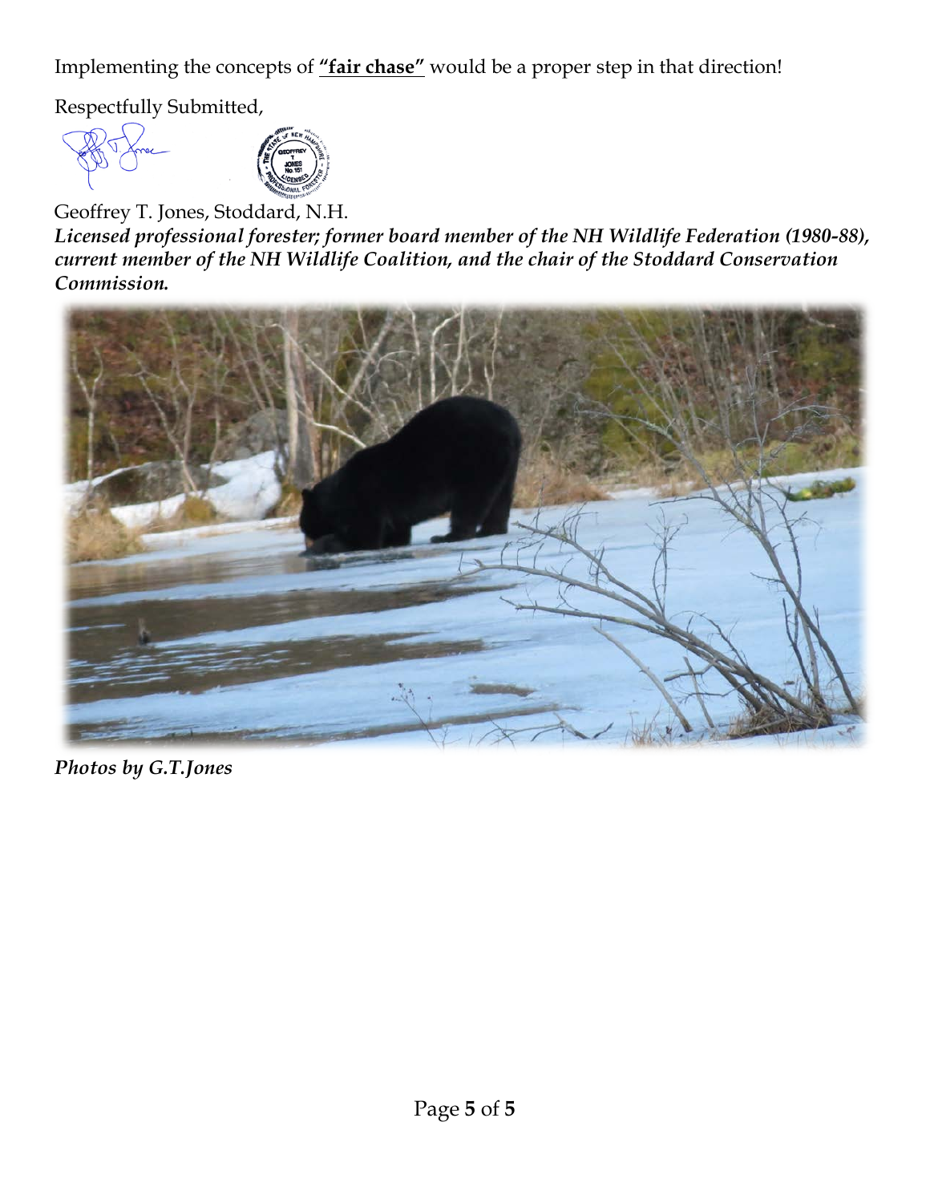Implementing the concepts of **"fair chase"** would be a proper step in that direction!

Respectfully Submitted,

Geoffrey T. Jones, Stoddard, N.H.

***Licensed professional forester; former board member of the NH Wildlife Federation (1980-88), current member of the NH Wildlife Coalition, and the chair of the Stoddard Conservation Commission.***

***Photos by G.T.Jones***